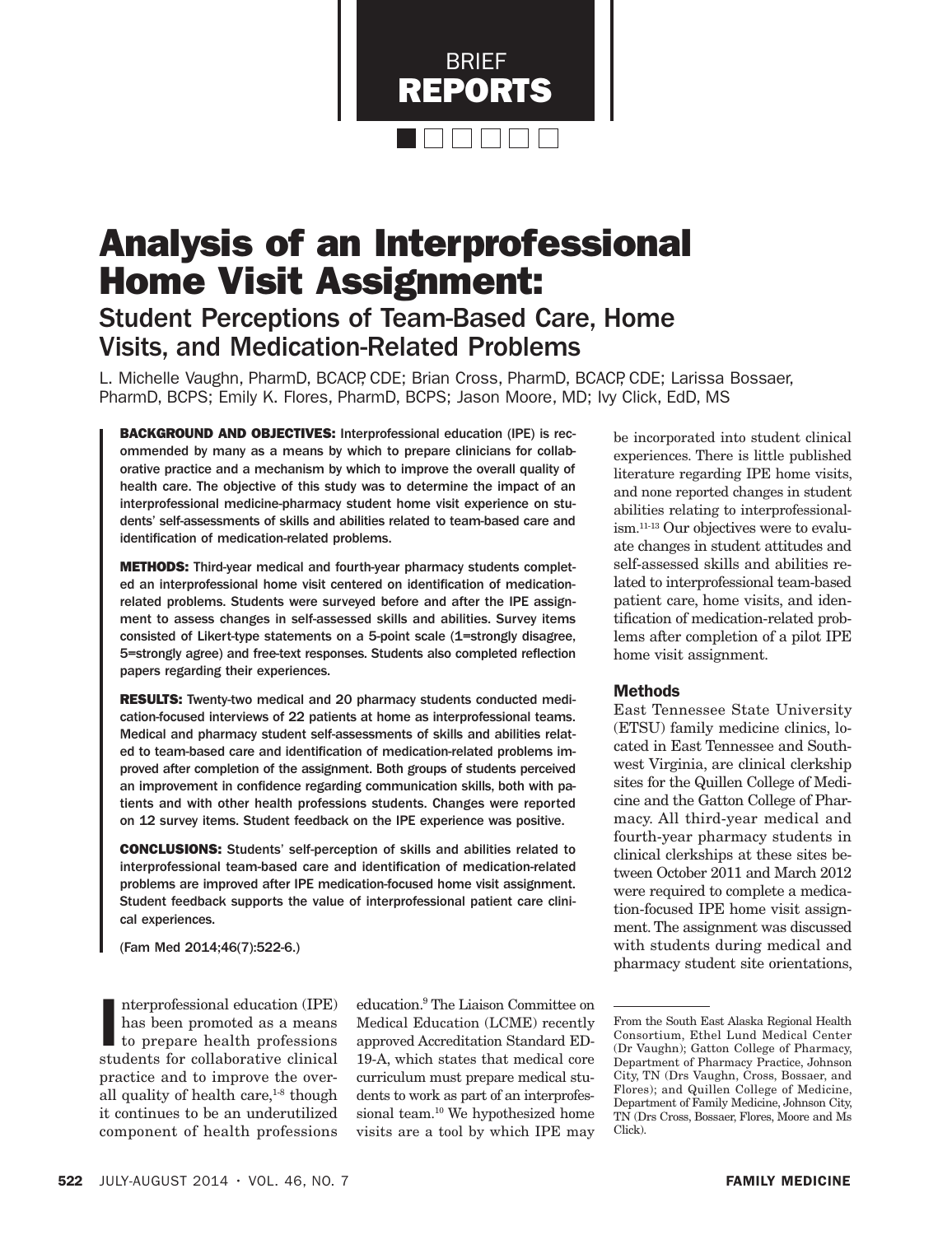BRIEF REPORTS

# Analysis of an Interprofessional Home Visit Assignment:

## Student Perceptions of Team-Based Care, Home Visits, and Medication-Related Problems

L. Michelle Vaughn, PharmD, BCACP, CDE; Brian Cross, PharmD, BCACP, CDE; Larissa Bossaer, PharmD, BCPS; Emily K. Flores, PharmD, BCPS; Jason Moore, MD; Ivy Click, EdD, MS

**BACKGROUND AND OBJECTIVES:** Interprofessional education (IPE) is recommended by many as a means by which to prepare clinicians for collaborative practice and a mechanism by which to improve the overall quality of health care. The objective of this study was to determine the impact of an interprofessional medicine-pharmacy student home visit experience on students' self-assessments of skills and abilities related to team-based care and identification of medication-related problems.

**METHODS:** Third-year medical and fourth-year pharmacy students completed an interprofessional home visit centered on identification of medication-related problems. Students were surveyed before and after the IPE assignment to assess changes in self-assessed skills and abilities. Survey items consisted of Likert-type statements on a 5-point scale (1=strongly disagree, 5=strongly agree) and free-text responses. Students also completed reflection papers regarding their experiences.

**RESULTS:** Twenty-two medical and 20 pharmacy students conducted medication-focused interviews of 22 patients at home as interprofessional teams. Medical and pharmacy student self-assessments of skills and abilities related to team-based care and identification of medication-related problems improved after completion of the assignment. Both groups of students perceived an improvement in confidence regarding communication skills, both with patients and with other health professions students. Changes were reported on 12 survey items. Student feedback on the IPE experience was positive.

**CONCLUSIONS:** Students' self-perception of skills and abilities related to interprofessional team-based care and identification of medication-related problems are improved after IPE medication-focused home visit assignment. Student feedback supports the value of interprofessional patient care clinical experiences.

(Fam Med 2014;46(7):522-6.)

Interprofessional education (IPE) has been promoted as a means to prepare health professions students for collaborative clinical practice and to improve the overall quality of health care,[1-8] though it continues to be an underutilized component of health professions education.[9] The Liaison Committee on Medical Education (LCME) recently approved Accreditation Standard ED-19-A, which states that medical core curriculum must prepare medical students to work as part of an interprofessional team.[10] We hypothesized home visits are a tool by which IPE may be incorporated into student clinical experiences. There is little published literature regarding IPE home visits, and none reported changes in student abilities relating to interprofessionalism.[11-13] Our objectives were to evaluate changes in student attitudes and self-assessed skills and abilities related to interprofessional team-based patient care, home visits, and identification of medication-related problems after completion of a pilot IPE home visit assignment.

### Methods

East Tennessee State University (ETSU) family medicine clinics, located in East Tennessee and Southwest Virginia, are clinical clerkship sites for the Quillen College of Medicine and the Gatton College of Pharmacy. All third-year medical and fourth-year pharmacy students in clinical clerkships at these sites between October 2011 and March 2012 were required to complete a medication-focused IPE home visit assignment. The assignment was discussed with students during medical and pharmacy student site orientations,

From the South East Alaska Regional Health Consortium, Ethel Lund Medical Center (Dr Vaughn); Gatton College of Pharmacy, Department of Pharmacy Practice, Johnson City, TN (Drs Vaughn, Cross, Bossaer, and Flores); and Quillen College of Medicine, Department of Family Medicine, Johnson City, TN (Drs Cross, Bossaer, Flores, Moore and Ms Click).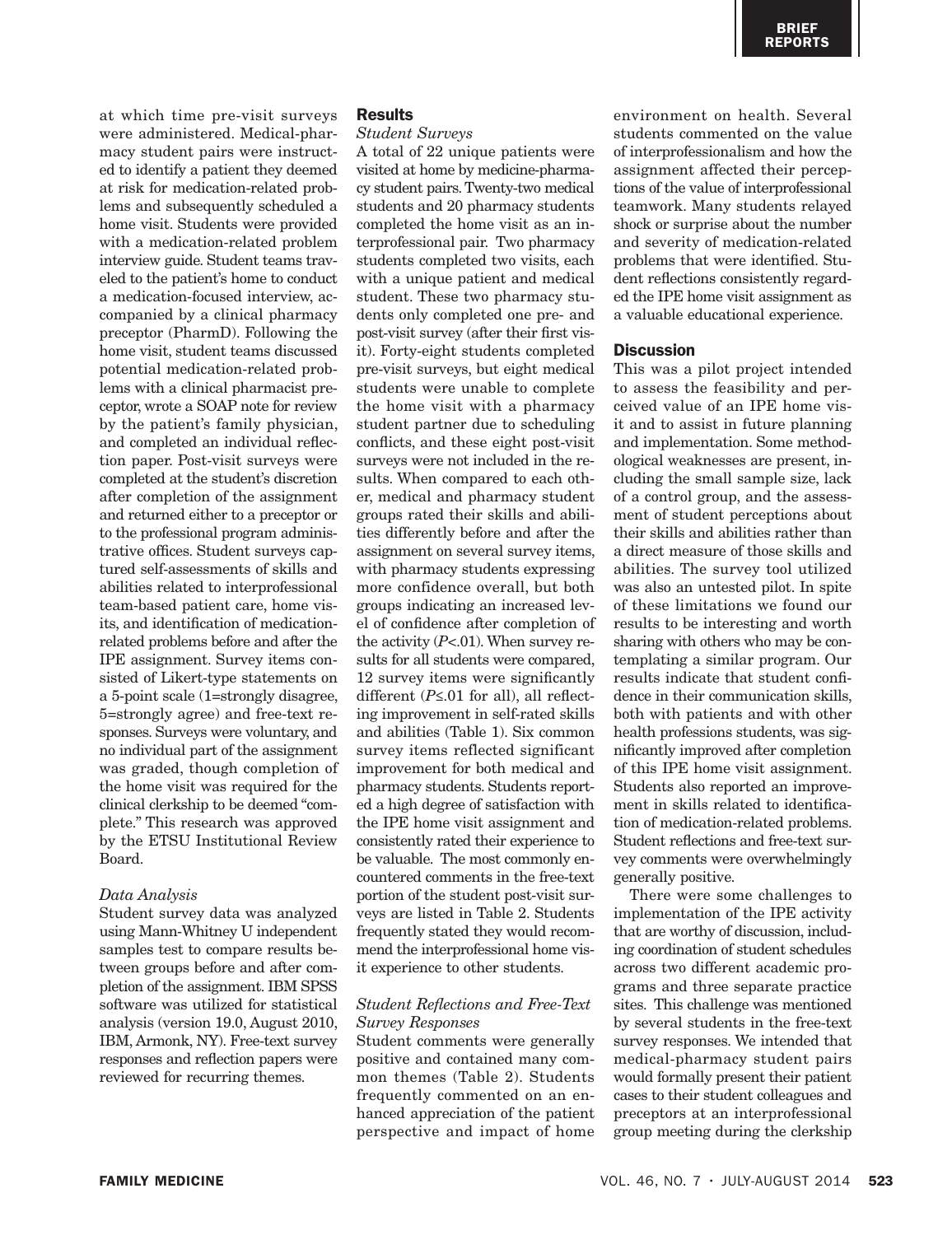at which time pre-visit surveys were administered. Medical-pharmacy student pairs were instructed to identify a patient they deemed at risk for medication-related problems and subsequently scheduled a home visit. Students were provided with a medication-related problem interview guide. Student teams traveled to the patient's home to conduct a medication-focused interview, accompanied by a clinical pharmacy preceptor (PharmD). Following the home visit, student teams discussed potential medication-related problems with a clinical pharmacist preceptor, wrote a SOAP note for review by the patient's family physician, and completed an individual reflection paper. Post-visit surveys were completed at the student's discretion after completion of the assignment and returned either to a preceptor or to the professional program administrative offices. Student surveys captured self-assessments of skills and abilities related to interprofessional team-based patient care, home visits, and identification of medication-related problems before and after the IPE assignment. Survey items consisted of Likert-type statements on a 5-point scale (1=strongly disagree, 5=strongly agree) and free-text responses. Surveys were voluntary, and no individual part of the assignment was graded, though completion of the home visit was required for the clinical clerkship to be deemed "complete." This research was approved by the ETSU Institutional Review Board.

### *Data Analysis*

Student survey data was analyzed using Mann-Whitney U independent samples test to compare results between groups before and after completion of the assignment. IBM SPSS software was utilized for statistical analysis (version 19.0, August 2010, IBM, Armonk, NY). Free-text survey responses and reflection papers were reviewed for recurring themes.

## Results

### *Student Surveys*

A total of 22 unique patients were visited at home by medicine-pharmacy student pairs. Twenty-two medical students and 20 pharmacy students completed the home visit as an interprofessional pair. Two pharmacy students completed two visits, each with a unique patient and medical student. These two pharmacy students only completed one pre- and post-visit survey (after their first visit). Forty-eight students completed pre-visit surveys, but eight medical students were unable to complete the home visit with a pharmacy student partner due to scheduling conflicts, and these eight post-visit surveys were not included in the results. When compared to each other, medical and pharmacy student groups rated their skills and abilities differently before and after the assignment on several survey items, with pharmacy students expressing more confidence overall, but both groups indicating an increased level of confidence after completion of the activity ($P<.01$). When survey results for all students were compared, 12 survey items were significantly different ($P\leq.01$ for all), all reflecting improvement in self-rated skills and abilities (Table 1). Six common survey items reflected significant improvement for both medical and pharmacy students. Students reported a high degree of satisfaction with the IPE home visit assignment and consistently rated their experience to be valuable. The most commonly encountered comments in the free-text portion of the student post-visit surveys are listed in Table 2. Students frequently stated they would recommend the interprofessional home visit experience to other students.

### *Student Reflections and Free-Text Survey Responses*

Student comments were generally positive and contained many common themes (Table 2). Students frequently commented on an enhanced appreciation of the patient perspective and impact of home environment on health. Several students commented on the value of interprofessionalism and how the assignment affected their perceptions of the value of interprofessional teamwork. Many students relayed shock or surprise about the number and severity of medication-related problems that were identified. Student reflections consistently regarded the IPE home visit assignment as a valuable educational experience.

## Discussion

This was a pilot project intended to assess the feasibility and perceived value of an IPE home visit and to assist in future planning and implementation. Some methodological weaknesses are present, including the small sample size, lack of a control group, and the assessment of student perceptions about their skills and abilities rather than a direct measure of those skills and abilities. The survey tool utilized was also an untested pilot. In spite of these limitations we found our results to be interesting and worth sharing with others who may be contemplating a similar program. Our results indicate that student confidence in their communication skills, both with patients and with other health professions students, was significantly improved after completion of this IPE home visit assignment. Students also reported an improvement in skills related to identification of medication-related problems. Student reflections and free-text survey comments were overwhelmingly generally positive.

There were some challenges to implementation of the IPE activity that are worthy of discussion, including coordination of student schedules across two different academic programs and three separate practice sites. This challenge was mentioned by several students in the free-text survey responses. We intended that medical-pharmacy student pairs would formally present their patient cases to their student colleagues and preceptors at an interprofessional group meeting during the clerkship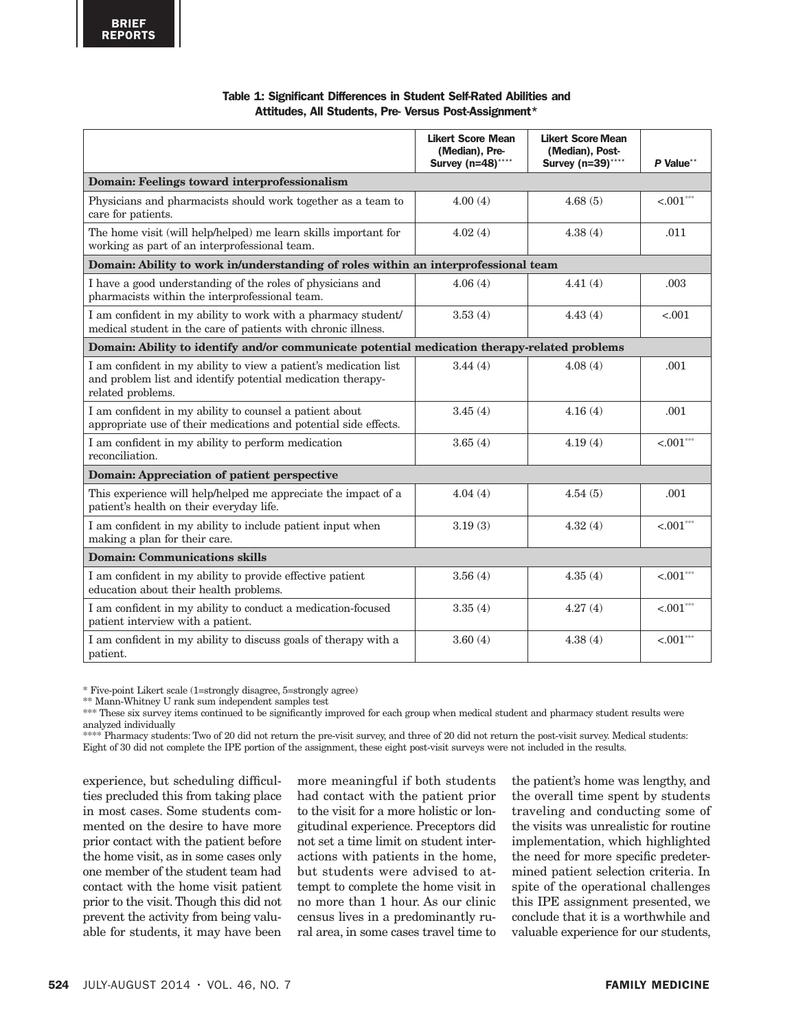**Table 1: Significant Differences in Student Self-Rated Abilities and Attitudes, All Students, Pre- Versus Post-Assignment***

| | Likert Score Mean (Median), Pre-Survey (n=48)**** | Likert Score Mean (Median), Post-Survey (n=39)**** | P Value** |
|---|---|---|---|
| **Domain: Feelings toward interprofessionalism** | | | |
| Physicians and pharmacists should work together as a team to care for patients. | 4.00 (4) | 4.68 (5) | <.001*** |
| The home visit (will help/helped) me learn skills important for working as part of an interprofessional team. | 4.02 (4) | 4.38 (4) | .011 |
| **Domain: Ability to work in/understanding of roles within an interprofessional team** | | | |
| I have a good understanding of the roles of physicians and pharmacists within the interprofessional team. | 4.06 (4) | 4.41 (4) | .003 |
| I am confident in my ability to work with a pharmacy student/medical student in the care of patients with chronic illness. | 3.53 (4) | 4.43 (4) | <.001 |
| **Domain: Ability to identify and/or communicate potential medication therapy-related problems** | | | |
| I am confident in my ability to view a patient's medication list and problem list and identify potential medication therapy-related problems. | 3.44 (4) | 4.08 (4) | .001 |
| I am confident in my ability to counsel a patient about appropriate use of their medications and potential side effects. | 3.45 (4) | 4.16 (4) | .001 |
| I am confident in my ability to perform medication reconciliation. | 3.65 (4) | 4.19 (4) | <.001*** |
| **Domain: Appreciation of patient perspective** | | | |
| This experience will help/helped me appreciate the impact of a patient's health on their everyday life. | 4.04 (4) | 4.54 (5) | .001 |
| I am confident in my ability to include patient input when making a plan for their care. | 3.19 (3) | 4.32 (4) | <.001*** |
| **Domain: Communications skills** | | | |
| I am confident in my ability to provide effective patient education about their health problems. | 3.56 (4) | 4.35 (4) | <.001*** |
| I am confident in my ability to conduct a medication-focused patient interview with a patient. | 3.35 (4) | 4.27 (4) | <.001*** |
| I am confident in my ability to discuss goals of therapy with a patient. | 3.60 (4) | 4.38 (4) | <.001*** |

\* Five-point Likert scale (1=strongly disagree, 5=strongly agree)

** Mann-Whitney U rank sum independent samples test

*** These six survey items continued to be significantly improved for each group when medical student and pharmacy student results were analyzed individually

**** Pharmacy students: Two of 20 did not return the pre-visit survey, and three of 20 did not return the post-visit survey. Medical students: Eight of 30 did not complete the IPE portion of the assignment, these eight post-visit surveys were not included in the results.

experience, but scheduling difficulties precluded this from taking place in most cases. Some students commented on the desire to have more prior contact with the patient before the home visit, as in some cases only one member of the student team had contact with the home visit patient prior to the visit. Though this did not prevent the activity from being valuable for students, it may have been more meaningful if both students had contact with the patient prior to the visit for a more holistic or longitudinal experience. Preceptors did not set a time limit on student interactions with patients in the home, but students were advised to attempt to complete the home visit in no more than 1 hour. As our clinic census lives in a predominantly rural area, in some cases travel time to the patient's home was lengthy, and the overall time spent by students traveling and conducting some of the visits was unrealistic for routine implementation, which highlighted the need for more specific predetermined patient selection criteria. In spite of the operational challenges this IPE assignment presented, we conclude that it is a worthwhile and valuable experience for our students,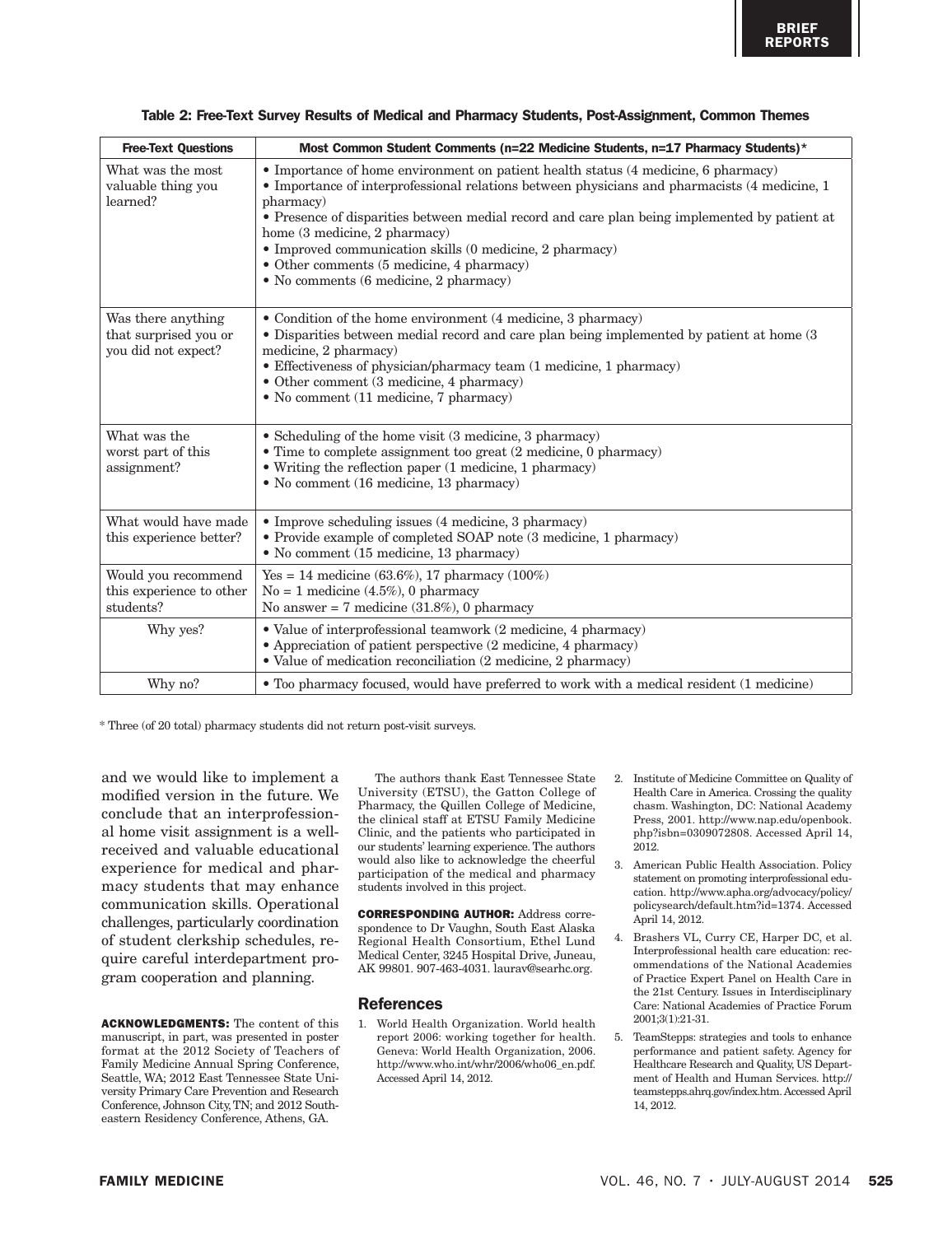**Table 2: Free-Text Survey Results of Medical and Pharmacy Students, Post-Assignment, Common Themes**

| Free-Text Questions | Most Common Student Comments (n=22 Medicine Students, n=17 Pharmacy Students)* |
|---|---|
| What was the most valuable thing you learned? | • Importance of home environment on patient health status (4 medicine, 6 pharmacy)<br>• Importance of interprofessional relations between physicians and pharmacists (4 medicine, 1 pharmacy)<br>• Presence of disparities between medial record and care plan being implemented by patient at home (3 medicine, 2 pharmacy)<br>• Improved communication skills (0 medicine, 2 pharmacy)<br>• Other comments (5 medicine, 4 pharmacy)<br>• No comments (6 medicine, 2 pharmacy) |
| Was there anything that surprised you or you did not expect? | • Condition of the home environment (4 medicine, 3 pharmacy)<br>• Disparities between medial record and care plan being implemented by patient at home (3 medicine, 2 pharmacy)<br>• Effectiveness of physician/pharmacy team (1 medicine, 1 pharmacy)<br>• Other comment (3 medicine, 4 pharmacy)<br>• No comment (11 medicine, 7 pharmacy) |
| What was the worst part of this assignment? | • Scheduling of the home visit (3 medicine, 3 pharmacy)<br>• Time to complete assignment too great (2 medicine, 0 pharmacy)<br>• Writing the reflection paper (1 medicine, 1 pharmacy)<br>• No comment (16 medicine, 13 pharmacy) |
| What would have made this experience better? | • Improve scheduling issues (4 medicine, 3 pharmacy)<br>• Provide example of completed SOAP note (3 medicine, 1 pharmacy)<br>• No comment (15 medicine, 13 pharmacy) |
| Would you recommend this experience to other students? | Yes = 14 medicine (63.6%), 17 pharmacy (100%)<br>No = 1 medicine (4.5%), 0 pharmacy<br>No answer = 7 medicine (31.8%), 0 pharmacy |
| Why yes? | • Value of interprofessional teamwork (2 medicine, 4 pharmacy)<br>• Appreciation of patient perspective (2 medicine, 4 pharmacy)<br>• Value of medication reconciliation (2 medicine, 2 pharmacy) |
| Why no? | • Too pharmacy focused, would have preferred to work with a medical resident (1 medicine) |

\* Three (of 20 total) pharmacy students did not return post-visit surveys.

and we would like to implement a modified version in the future. We conclude that an interprofessional home visit assignment is a well-received and valuable educational experience for medical and pharmacy students that may enhance communication skills. Operational challenges, particularly coordination of student clerkship schedules, require careful interdepartment program cooperation and planning.

**ACKNOWLEDGMENTS:** The content of this manuscript, in part, was presented in poster format at the 2012 Society of Teachers of Family Medicine Annual Spring Conference, Seattle, WA; 2012 East Tennessee State University Primary Care Prevention and Research Conference, Johnson City, TN; and 2012 Southeastern Residency Conference, Athens, GA.

The authors thank East Tennessee State University (ETSU), the Gatton College of Pharmacy, the Quillen College of Medicine, the clinical staff at ETSU Family Medicine Clinic, and the patients who participated in our students' learning experience. The authors would also like to acknowledge the cheerful participation of the medical and pharmacy students involved in this project.

**CORRESPONDING AUTHOR:** Address correspondence to Dr Vaughn, South East Alaska Regional Health Consortium, Ethel Lund Medical Center, 3245 Hospital Drive, Juneau, AK 99801. 907-463-4031. laurav@searhc.org.

## References

1. World Health Organization. World health report 2006: working together for health. Geneva: World Health Organization, 2006. http://www.who.int/whr/2006/who06_en.pdf. Accessed April 14, 2012.
2. Institute of Medicine Committee on Quality of Health Care in America. Crossing the quality chasm. Washington, DC: National Academy Press, 2001. http://www.nap.edu/openbook.php?isbn=0309072808. Accessed April 14, 2012.
3. American Public Health Association. Policy statement on promoting interprofessional education. http://www.apha.org/advocacy/policy/policysearch/default.htm?id=1374. Accessed April 14, 2012.
4. Brashers VL, Curry CE, Harper DC, et al. Interprofessional health care education: recommendations of the National Academies of Practice Expert Panel on Health Care in the 21st Century. Issues in Interdisciplinary Care: National Academies of Practice Forum 2001;3(1):21-31.
5. TeamStepps: strategies and tools to enhance performance and patient safety. Agency for Healthcare Research and Quality, US Department of Health and Human Services. http://teamstepps.ahrq.gov/index.htm. Accessed April 14, 2012.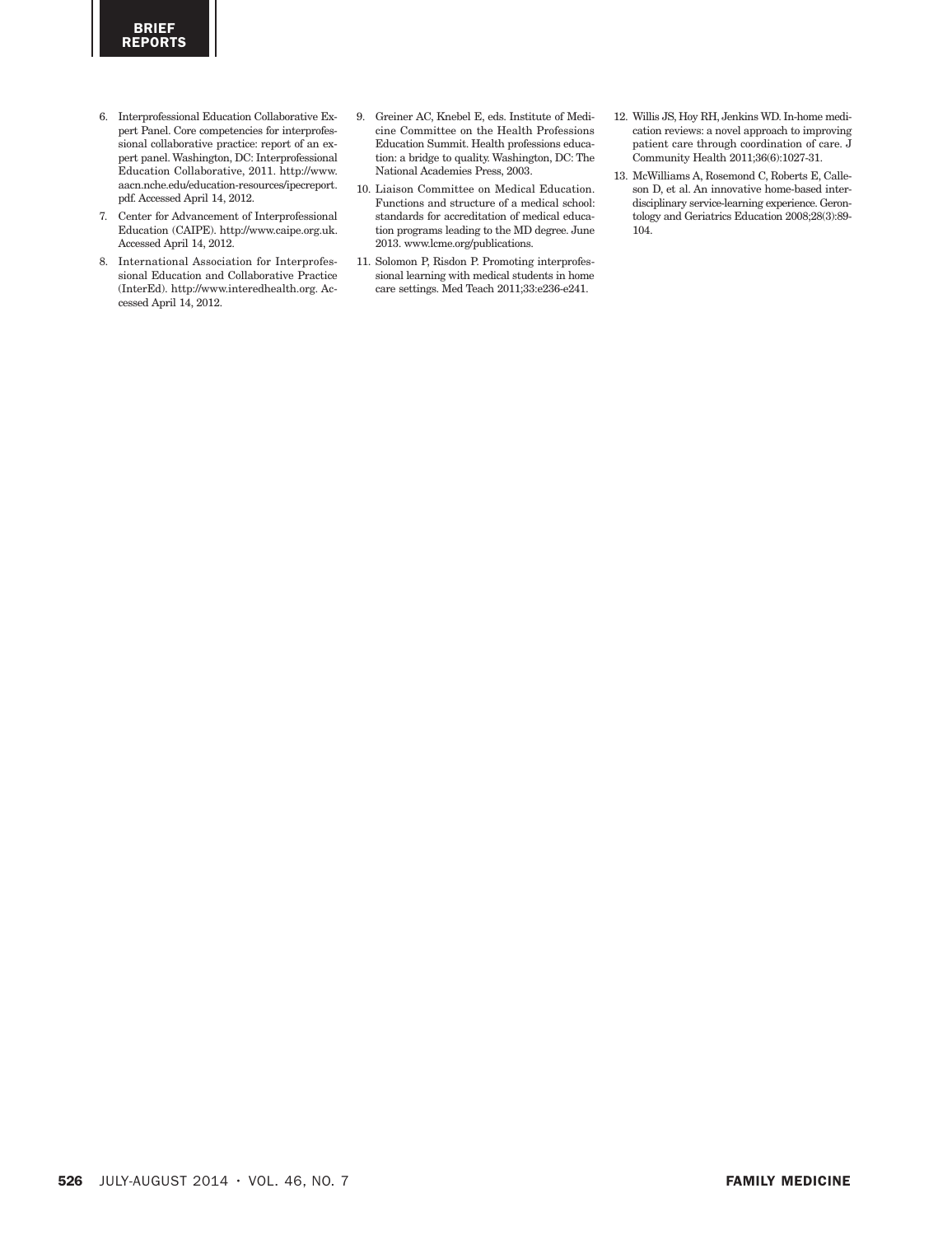6. Interprofessional Education Collaborative Expert Panel. Core competencies for interprofessional collaborative practice: report of an expert panel. Washington, DC: Interprofessional Education Collaborative, 2011. http://www.aacn.nche.edu/education-resources/ipecreport.pdf. Accessed April 14, 2012.
7. Center for Advancement of Interprofessional Education (CAIPE). http://www.caipe.org.uk. Accessed April 14, 2012.
8. International Association for Interprofessional Education and Collaborative Practice (InterEd). http://www.interedhealth.org. Accessed April 14, 2012.
9. Greiner AC, Knebel E, eds. Institute of Medicine Committee on the Health Professions Education Summit. Health professions education: a bridge to quality. Washington, DC: The National Academies Press, 2003.
10. Liaison Committee on Medical Education. Functions and structure of a medical school: standards for accreditation of medical education programs leading to the MD degree. June 2013. www.lcme.org/publications.
11. Solomon P, Risdon P. Promoting interprofessional learning with medical students in home care settings. Med Teach 2011;33:e236-e241.
12. Willis JS, Hoy RH, Jenkins WD. In-home medication reviews: a novel approach to improving patient care through coordination of care. J Community Health 2011;36(6):1027-31.
13. McWilliams A, Rosemond C, Roberts E, Calleson D, et al. An innovative home-based interdisciplinary service-learning experience. Gerontology and Geriatrics Education 2008;28(3):89-104.